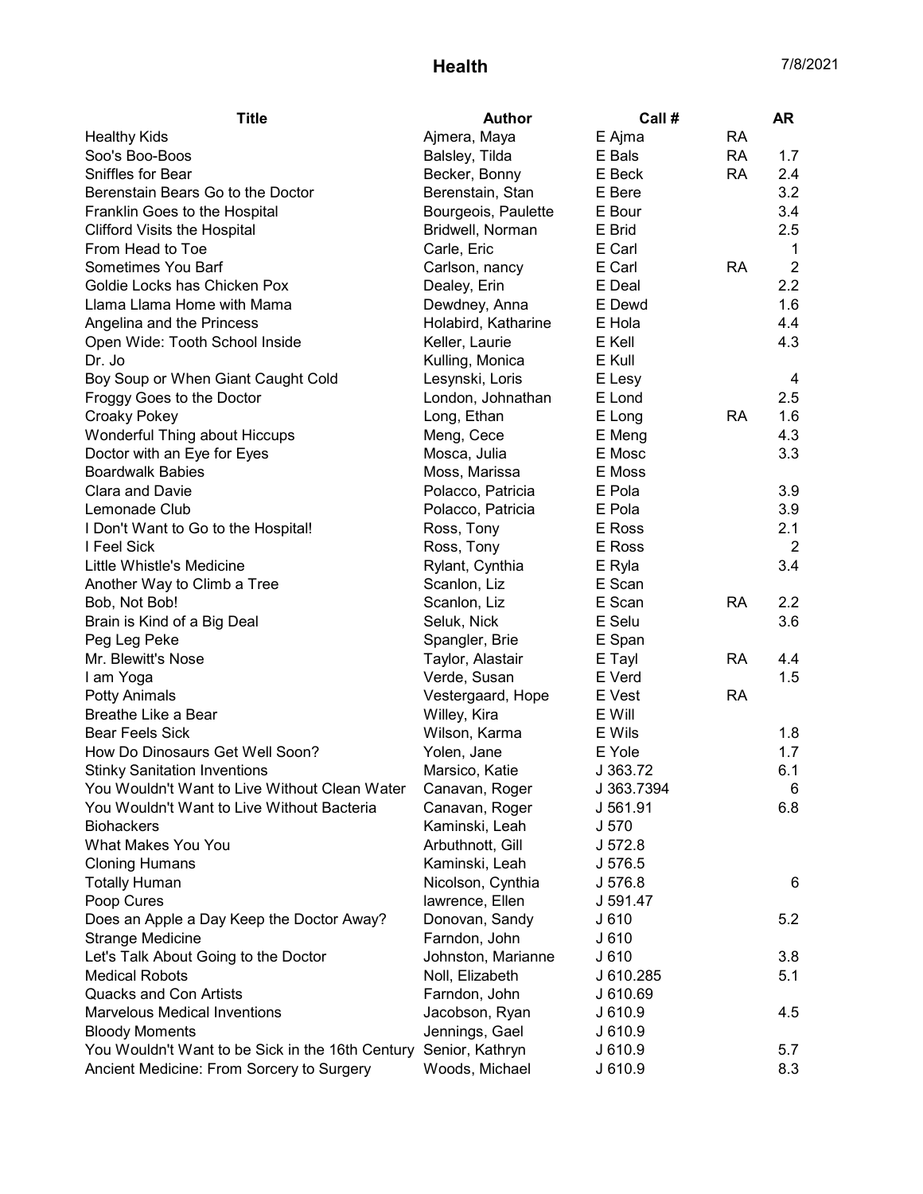# Health

7/8/2021

| Title | Author | Call # | | AR |
|---|---|---|---|---|
| Healthy Kids | Ajmera, Maya | E Ajma | RA | |
| Soo's Boo-Boos | Balsley, Tilda | E Bals | RA | 1.7 |
| Sniffles for Bear | Becker, Bonny | E Beck | RA | 2.4 |
| Berenstain Bears Go to the Doctor | Berenstain, Stan | E Bere | | 3.2 |
| Franklin Goes to the Hospital | Bourgeois, Paulette | E Bour | | 3.4 |
| Clifford Visits the Hospital | Bridwell, Norman | E Brid | | 2.5 |
| From Head to Toe | Carle, Eric | E Carl | | 1 |
| Sometimes You Barf | Carlson, nancy | E Carl | RA | 2 |
| Goldie Locks has Chicken Pox | Dealey, Erin | E Deal | | 2.2 |
| Llama Llama Home with Mama | Dewdney, Anna | E Dewd | | 1.6 |
| Angelina and the Princess | Holabird, Katharine | E Hola | | 4.4 |
| Open Wide: Tooth School Inside | Keller, Laurie | E Kell | | 4.3 |
| Dr. Jo | Kulling, Monica | E Kull | | |
| Boy Soup or When Giant Caught Cold | Lesynski, Loris | E Lesy | | 4 |
| Froggy Goes to the Doctor | London, Johnathan | E Lond | | 2.5 |
| Croaky Pokey | Long, Ethan | E Long | RA | 1.6 |
| Wonderful Thing about Hiccups | Meng, Cece | E Meng | | 4.3 |
| Doctor with an Eye for Eyes | Mosca, Julia | E Mosc | | 3.3 |
| Boardwalk Babies | Moss, Marissa | E Moss | | |
| Clara and Davie | Polacco, Patricia | E Pola | | 3.9 |
| Lemonade Club | Polacco, Patricia | E Pola | | 3.9 |
| I Don't Want to Go to the Hospital! | Ross, Tony | E Ross | | 2.1 |
| I Feel Sick | Ross, Tony | E Ross | | 2 |
| Little Whistle's Medicine | Rylant, Cynthia | E Ryla | | 3.4 |
| Another Way to Climb a Tree | Scanlon, Liz | E Scan | | |
| Bob, Not Bob! | Scanlon, Liz | E Scan | RA | 2.2 |
| Brain is Kind of a Big Deal | Seluk, Nick | E Selu | | 3.6 |
| Peg Leg Peke | Spangler, Brie | E Span | | |
| Mr. Blewitt's Nose | Taylor, Alastair | E Tayl | RA | 4.4 |
| I am Yoga | Verde, Susan | E Verd | | 1.5 |
| Potty Animals | Vestergaard, Hope | E Vest | RA | |
| Breathe Like a Bear | Willey, Kira | E Will | | |
| Bear Feels Sick | Wilson, Karma | E Wils | | 1.8 |
| How Do Dinosaurs Get Well Soon? | Yolen, Jane | E Yole | | 1.7 |
| Stinky Sanitation Inventions | Marsico, Katie | J 363.72 | | 6.1 |
| You Wouldn't Want to Live Without Clean Water | Canavan, Roger | J 363.7394 | | 6 |
| You Wouldn't Want to Live Without Bacteria | Canavan, Roger | J 561.91 | | 6.8 |
| Biohackers | Kaminski, Leah | J 570 | | |
| What Makes You You | Arbuthnott, Gill | J 572.8 | | |
| Cloning Humans | Kaminski, Leah | J 576.5 | | |
| Totally Human | Nicolson, Cynthia | J 576.8 | | 6 |
| Poop Cures | lawrence, Ellen | J 591.47 | | |
| Does an Apple a Day Keep the Doctor Away? | Donovan, Sandy | J 610 | | 5.2 |
| Strange Medicine | Farndon, John | J 610 | | |
| Let's Talk About Going to the Doctor | Johnston, Marianne | J 610 | | 3.8 |
| Medical Robots | Noll, Elizabeth | J 610.285 | | 5.1 |
| Quacks and Con Artists | Farndon, John | J 610.69 | | |
| Marvelous Medical Inventions | Jacobson, Ryan | J 610.9 | | 4.5 |
| Bloody Moments | Jennings, Gael | J 610.9 | | |
| You Wouldn't Want to be Sick in the 16th Century | Senior, Kathryn | J 610.9 | | 5.7 |
| Ancient Medicine: From Sorcery to Surgery | Woods, Michael | J 610.9 | | 8.3 |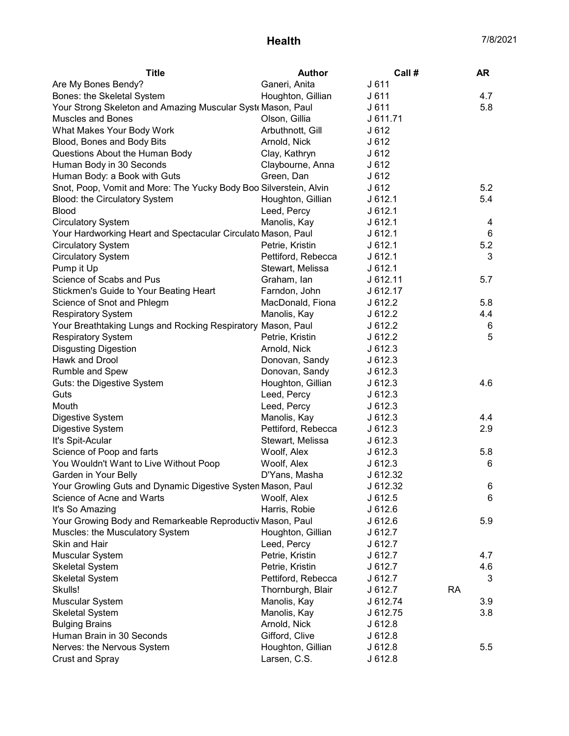# Health

7/8/2021

| Title | Author | Call # | AR |
|---|---|---|---|
| Are My Bones Bendy? | Ganeri, Anita | J 611 | |
| Bones: the Skeletal System | Houghton, Gillian | J 611 | 4.7 |
| Your Strong Skeleton and Amazing Muscular Syste | Mason, Paul | J 611 | 5.8 |
| Muscles and Bones | Olson, Gillia | J 611.71 | |
| What Makes Your Body Work | Arbuthnott, Gill | J 612 | |
| Blood, Bones and Body Bits | Arnold, Nick | J 612 | |
| Questions About the Human Body | Clay, Kathryn | J 612 | |
| Human Body in 30 Seconds | Claybourne, Anna | J 612 | |
| Human Body: a Book with Guts | Green, Dan | J 612 | |
| Snot, Poop, Vomit and More: The Yucky Body Boo | Silverstein, Alvin | J 612 | 5.2 |
| Blood: the Circulatory System | Houghton, Gillian | J 612.1 | 5.4 |
| Blood | Leed, Percy | J 612.1 | |
| Circulatory System | Manolis, Kay | J 612.1 | 4 |
| Your Hardworking Heart and Spectacular Circulato | Mason, Paul | J 612.1 | 6 |
| Circulatory System | Petrie, Kristin | J 612.1 | 5.2 |
| Circulatory System | Pettiford, Rebecca | J 612.1 | 3 |
| Pump it Up | Stewart, Melissa | J 612.1 | |
| Science of Scabs and Pus | Graham, Ian | J 612.11 | 5.7 |
| Stickmen's Guide to Your Beating Heart | Farndon, John | J 612.17 | |
| Science of Snot and Phlegm | MacDonald, Fiona | J 612.2 | 5.8 |
| Respiratory System | Manolis, Kay | J 612.2 | 4.4 |
| Your Breathtaking Lungs and Rocking Respiratory | Mason, Paul | J 612.2 | 6 |
| Respiratory System | Petrie, Kristin | J 612.2 | 5 |
| Disgusting Digestion | Arnold, Nick | J 612.3 | |
| Hawk and Drool | Donovan, Sandy | J 612.3 | |
| Rumble and Spew | Donovan, Sandy | J 612.3 | |
| Guts: the Digestive System | Houghton, Gillian | J 612.3 | 4.6 |
| Guts | Leed, Percy | J 612.3 | |
| Mouth | Leed, Percy | J 612.3 | |
| Digestive System | Manolis, Kay | J 612.3 | 4.4 |
| Digestive System | Pettiford, Rebecca | J 612.3 | 2.9 |
| It's Spit-Acular | Stewart, Melissa | J 612.3 | |
| Science of Poop and farts | Woolf, Alex | J 612.3 | 5.8 |
| You Wouldn't Want to Live Without Poop | Woolf, Alex | J 612.3 | 6 |
| Garden in Your Belly | D'Yans, Masha | J 612.32 | |
| Your Growling Guts and Dynamic Digestive Systen | Mason, Paul | J 612.32 | 6 |
| Science of Acne and Warts | Woolf, Alex | J 612.5 | 6 |
| It's So Amazing | Harris, Robie | J 612.6 | |
| Your Growing Body and Remarkeable Reproductiv | Mason, Paul | J 612.6 | 5.9 |
| Muscles: the Musculatory System | Houghton, Gillian | J 612.7 | |
| Skin and Hair | Leed, Percy | J 612.7 | |
| Muscular System | Petrie, Kristin | J 612.7 | 4.7 |
| Skeletal System | Petrie, Kristin | J 612.7 | 4.6 |
| Skeletal System | Pettiford, Rebecca | J 612.7 | 3 |
| Skulls! | Thornburgh, Blair | J 612.7 | RA |
| Muscular System | Manolis, Kay | J 612.74 | 3.9 |
| Skeletal System | Manolis, Kay | J 612.75 | 3.8 |
| Bulging Brains | Arnold, Nick | J 612.8 | |
| Human Brain in 30 Seconds | Gifford, Clive | J 612.8 | |
| Nerves: the Nervous System | Houghton, Gillian | J 612.8 | 5.5 |
| Crust and Spray | Larsen, C.S. | J 612.8 | |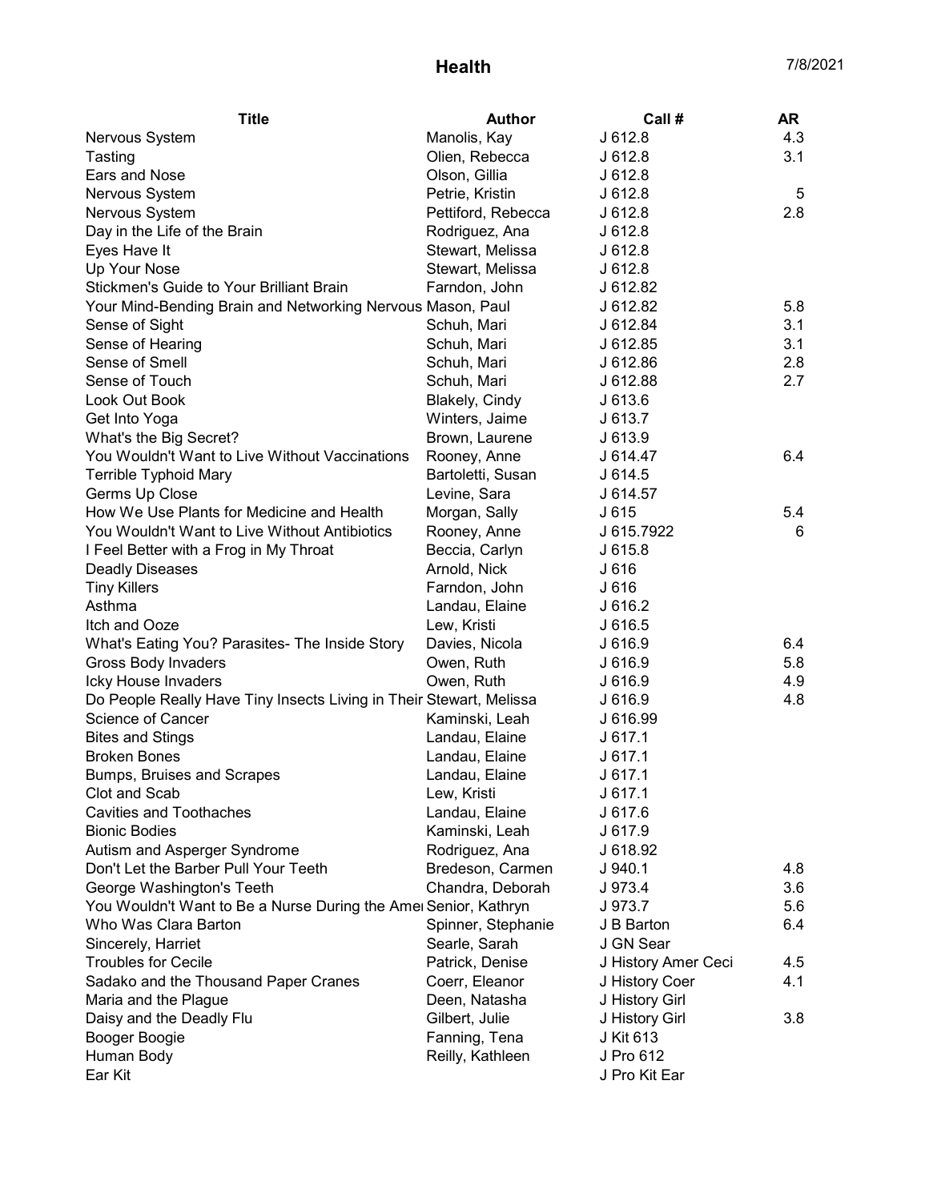# Health

7/8/2021

| Title | Author | Call # | AR |
|---|---|---|---|
| Nervous System | Manolis, Kay | J 612.8 | 4.3 |
| Tasting | Olien, Rebecca | J 612.8 | 3.1 |
| Ears and Nose | Olson, Gillia | J 612.8 | |
| Nervous System | Petrie, Kristin | J 612.8 | 5 |
| Nervous System | Pettiford, Rebecca | J 612.8 | 2.8 |
| Day in the Life of the Brain | Rodriguez, Ana | J 612.8 | |
| Eyes Have It | Stewart, Melissa | J 612.8 | |
| Up Your Nose | Stewart, Melissa | J 612.8 | |
| Stickmen's Guide to Your Brilliant Brain | Farndon, John | J 612.82 | |
| Your Mind-Bending Brain and Networking Nervous | Mason, Paul | J 612.82 | 5.8 |
| Sense of Sight | Schuh, Mari | J 612.84 | 3.1 |
| Sense of Hearing | Schuh, Mari | J 612.85 | 3.1 |
| Sense of Smell | Schuh, Mari | J 612.86 | 2.8 |
| Sense of Touch | Schuh, Mari | J 612.88 | 2.7 |
| Look Out Book | Blakely, Cindy | J 613.6 | |
| Get Into Yoga | Winters, Jaime | J 613.7 | |
| What's the Big Secret? | Brown, Laurene | J 613.9 | |
| You Wouldn't Want to Live Without Vaccinations | Rooney, Anne | J 614.47 | 6.4 |
| Terrible Typhoid Mary | Bartoletti, Susan | J 614.5 | |
| Germs Up Close | Levine, Sara | J 614.57 | |
| How We Use Plants for Medicine and Health | Morgan, Sally | J 615 | 5.4 |
| You Wouldn't Want to Live Without Antibiotics | Rooney, Anne | J 615.7922 | 6 |
| I Feel Better with a Frog in My Throat | Beccia, Carlyn | J 615.8 | |
| Deadly Diseases | Arnold, Nick | J 616 | |
| Tiny Killers | Farndon, John | J 616 | |
| Asthma | Landau, Elaine | J 616.2 | |
| Itch and Ooze | Lew, Kristi | J 616.5 | |
| What's Eating You? Parasites- The Inside Story | Davies, Nicola | J 616.9 | 6.4 |
| Gross Body Invaders | Owen, Ruth | J 616.9 | 5.8 |
| Icky House Invaders | Owen, Ruth | J 616.9 | 4.9 |
| Do People Really Have Tiny Insects Living in Their | Stewart, Melissa | J 616.9 | 4.8 |
| Science of Cancer | Kaminski, Leah | J 616.99 | |
| Bites and Stings | Landau, Elaine | J 617.1 | |
| Broken Bones | Landau, Elaine | J 617.1 | |
| Bumps, Bruises and Scrapes | Landau, Elaine | J 617.1 | |
| Clot and Scab | Lew, Kristi | J 617.1 | |
| Cavities and Toothaches | Landau, Elaine | J 617.6 | |
| Bionic Bodies | Kaminski, Leah | J 617.9 | |
| Autism and Asperger Syndrome | Rodriguez, Ana | J 618.92 | |
| Don't Let the Barber Pull Your Teeth | Bredeson, Carmen | J 940.1 | 4.8 |
| George Washington's Teeth | Chandra, Deborah | J 973.4 | 3.6 |
| You Wouldn't Want to Be a Nurse During the Amer | Senior, Kathryn | J 973.7 | 5.6 |
| Who Was Clara Barton | Spinner, Stephanie | J B Barton | 6.4 |
| Sincerely, Harriet | Searle, Sarah | J GN Sear | |
| Troubles for Cecile | Patrick, Denise | J History Amer Ceci | 4.5 |
| Sadako and the Thousand Paper Cranes | Coerr, Eleanor | J History Coer | 4.1 |
| Maria and the Plague | Deen, Natasha | J History Girl | |
| Daisy and the Deadly Flu | Gilbert, Julie | J History Girl | 3.8 |
| Booger Boogie | Fanning, Tena | J Kit 613 | |
| Human Body | Reilly, Kathleen | J Pro 612 | |
| Ear Kit | | J Pro Kit Ear | |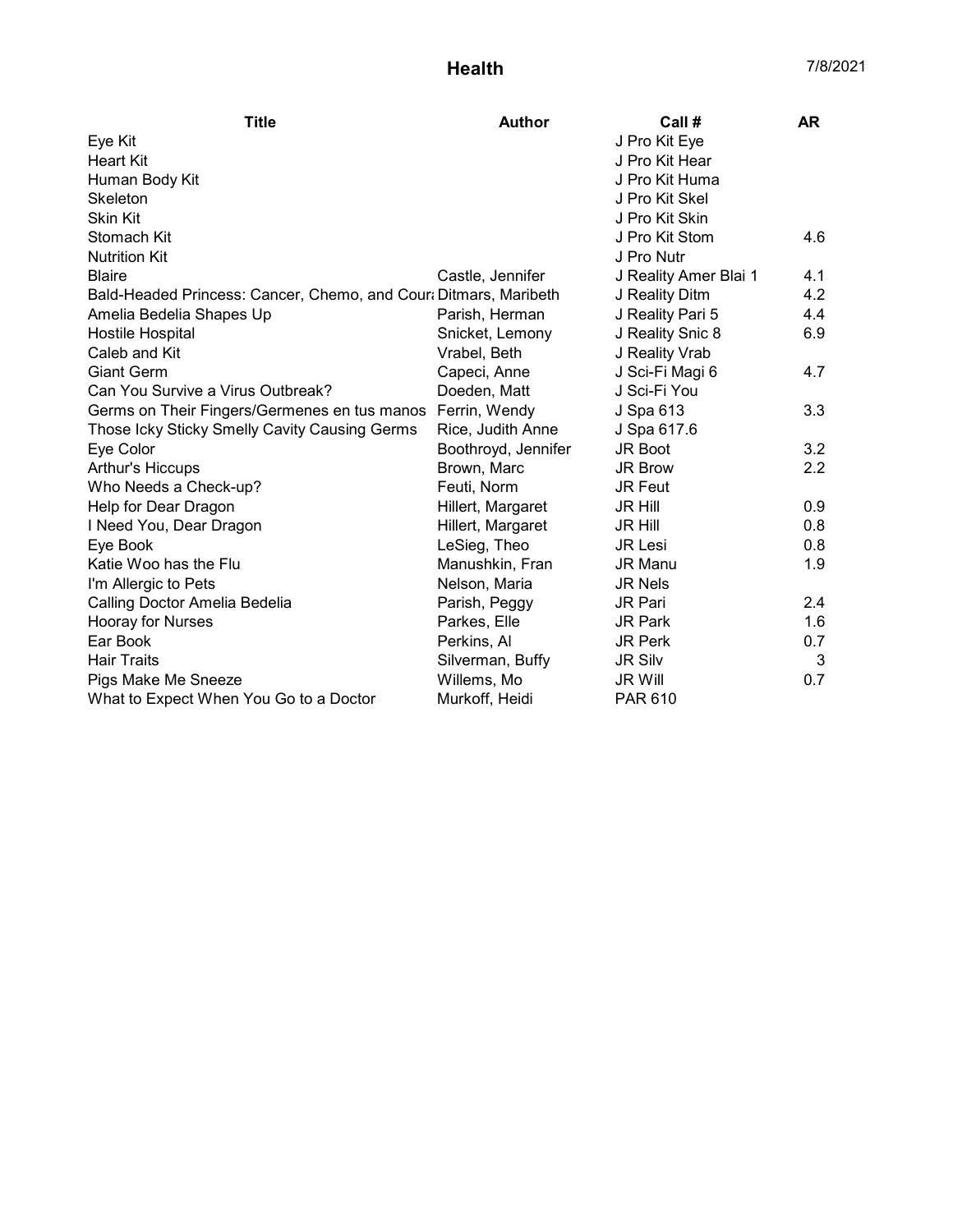# Health

7/8/2021

| Title | Author | Call # | AR |
|---|---|---|---|
| Eye Kit | | J Pro Kit Eye | |
| Heart Kit | | J Pro Kit Hear | |
| Human Body Kit | | J Pro Kit Huma | |
| Skeleton | | J Pro Kit Skel | |
| Skin Kit | | J Pro Kit Skin | |
| Stomach Kit | | J Pro Kit Stom | 4.6 |
| Nutrition Kit | | J Pro Nutr | |
| Blaire | Castle, Jennifer | J Reality Amer Blai 1 | 4.1 |
| Bald-Headed Princess: Cancer, Chemo, and Coura | Ditmars, Maribeth | J Reality Ditm | 4.2 |
| Amelia Bedelia Shapes Up | Parish, Herman | J Reality Pari 5 | 4.4 |
| Hostile Hospital | Snicket, Lemony | J Reality Snic 8 | 6.9 |
| Caleb and Kit | Vrabel, Beth | J Reality Vrab | |
| Giant Germ | Capeci, Anne | J Sci-Fi Magi 6 | 4.7 |
| Can You Survive a Virus Outbreak? | Doeden, Matt | J Sci-Fi You | |
| Germs on Their Fingers/Germenes en tus manos | Ferrin, Wendy | J Spa 613 | 3.3 |
| Those Icky Sticky Smelly Cavity Causing Germs | Rice, Judith Anne | J Spa 617.6 | |
| Eye Color | Boothroyd, Jennifer | JR Boot | 3.2 |
| Arthur's Hiccups | Brown, Marc | JR Brow | 2.2 |
| Who Needs a Check-up? | Feuti, Norm | JR Feut | |
| Help for Dear Dragon | Hillert, Margaret | JR Hill | 0.9 |
| I Need You, Dear Dragon | Hillert, Margaret | JR Hill | 0.8 |
| Eye Book | LeSieg, Theo | JR Lesi | 0.8 |
| Katie Woo has the Flu | Manushkin, Fran | JR Manu | 1.9 |
| I'm Allergic to Pets | Nelson, Maria | JR Nels | |
| Calling Doctor Amelia Bedelia | Parish, Peggy | JR Pari | 2.4 |
| Hooray for Nurses | Parkes, Elle | JR Park | 1.6 |
| Ear Book | Perkins, Al | JR Perk | 0.7 |
| Hair Traits | Silverman, Buffy | JR Silv | 3 |
| Pigs Make Me Sneeze | Willems, Mo | JR Will | 0.7 |
| What to Expect When You Go to a Doctor | Murkoff, Heidi | PAR 610 | |